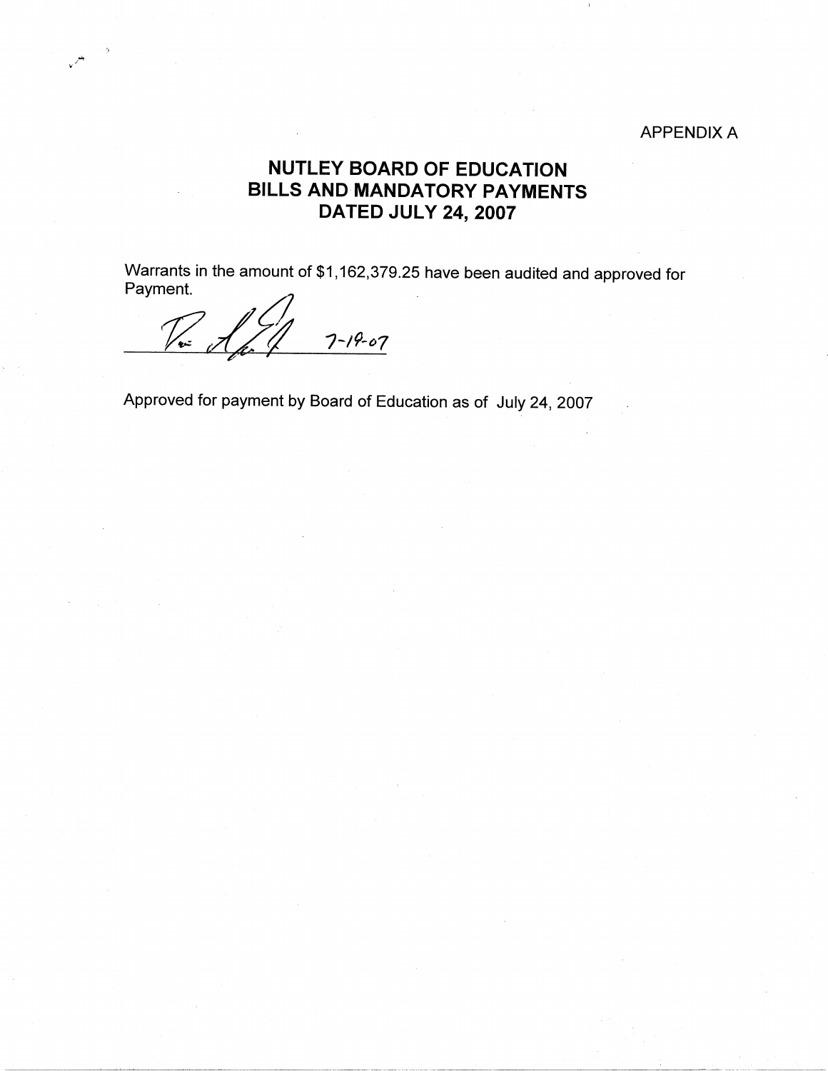APPENDIX A

# NUTLEY BOARD OF EDUCATION
# BILLS AND MANDATORY PAYMENTS
# DATED JULY 24, 2007

Warrants in the amount of $1,162,379.25 have been audited and approved for Payment.

7-19-07

Approved for payment by Board of Education as of July 24, 2007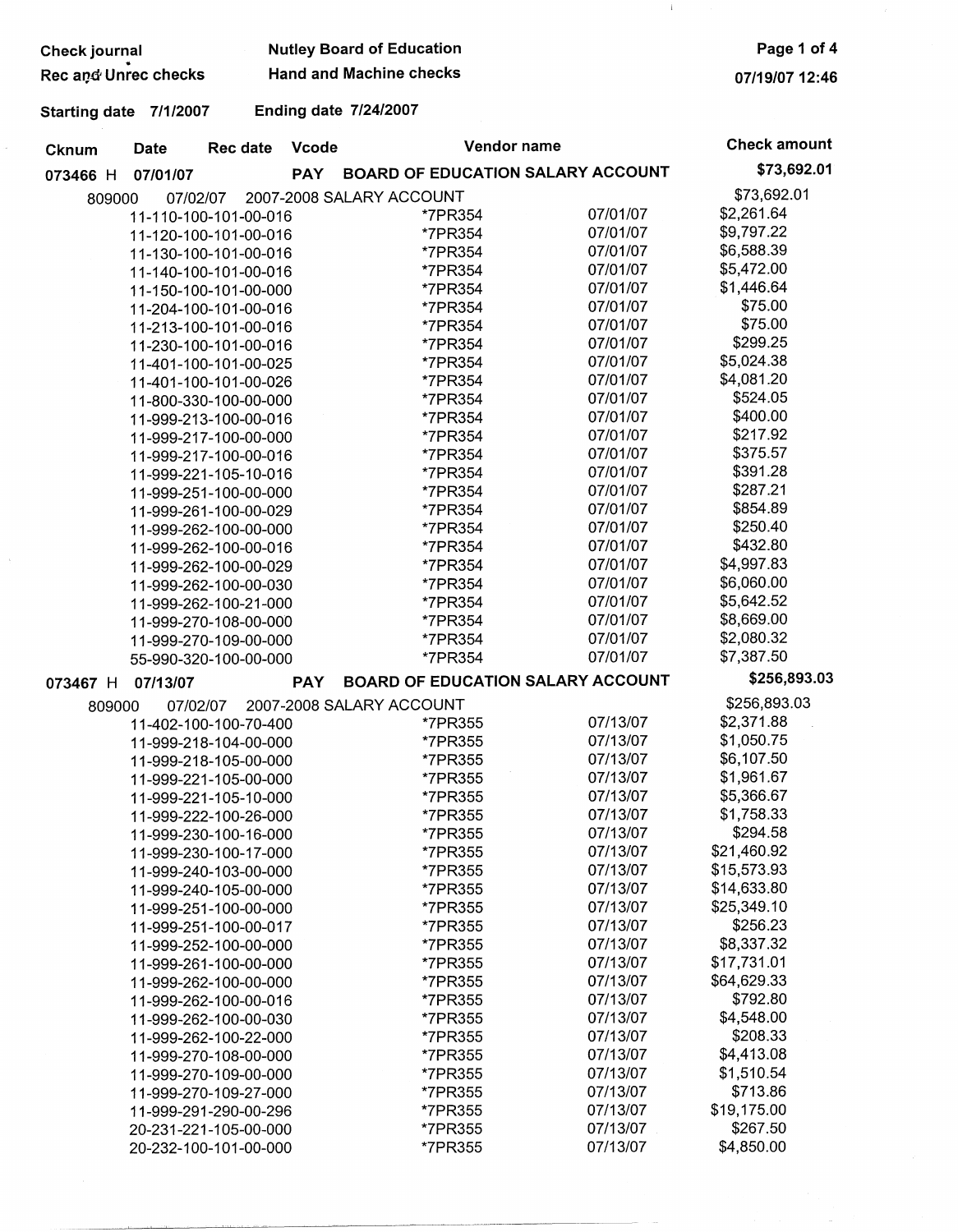**Check journal** **Nutley Board of Education**

**Rec and Unrec checks** **Hand and Machine checks**

07/19/07 12:46

**Starting date 7/1/2007** **Ending date 7/24/2007**

| Cknum | Date | Rec date | Vcode | Vendor name | | Check amount |
|---|---|---|---|---|---|---|
| **073466 H** | **07/01/07** | | **PAY** | **BOARD OF EDUCATION SALARY ACCOUNT** | | **$73,692.01** |
| 809000 | 07/02/07 | | | 2007-2008 SALARY ACCOUNT | | $73,692.01 |
| 11-110-100-101-00-016 | | | | *7PR354 | 07/01/07 | $2,261.64 |
| 11-120-100-101-00-016 | | | | *7PR354 | 07/01/07 | $9,797.22 |
| 11-130-100-101-00-016 | | | | *7PR354 | 07/01/07 | $6,588.39 |
| 11-140-100-101-00-016 | | | | *7PR354 | 07/01/07 | $5,472.00 |
| 11-150-100-101-00-000 | | | | *7PR354 | 07/01/07 | $1,446.64 |
| 11-204-100-101-00-016 | | | | *7PR354 | 07/01/07 | $75.00 |
| 11-213-100-101-00-016 | | | | *7PR354 | 07/01/07 | $75.00 |
| 11-230-100-101-00-016 | | | | *7PR354 | 07/01/07 | $299.25 |
| 11-401-100-101-00-025 | | | | *7PR354 | 07/01/07 | $5,024.38 |
| 11-401-100-101-00-026 | | | | *7PR354 | 07/01/07 | $4,081.20 |
| 11-800-330-100-00-000 | | | | *7PR354 | 07/01/07 | $524.05 |
| 11-999-213-100-00-016 | | | | *7PR354 | 07/01/07 | $400.00 |
| 11-999-217-100-00-000 | | | | *7PR354 | 07/01/07 | $217.92 |
| 11-999-217-100-00-016 | | | | *7PR354 | 07/01/07 | $375.57 |
| 11-999-221-105-10-016 | | | | *7PR354 | 07/01/07 | $391.28 |
| 11-999-251-100-00-000 | | | | *7PR354 | 07/01/07 | $287.21 |
| 11-999-261-100-00-029 | | | | *7PR354 | 07/01/07 | $854.89 |
| 11-999-262-100-00-000 | | | | *7PR354 | 07/01/07 | $250.40 |
| 11-999-262-100-00-016 | | | | *7PR354 | 07/01/07 | $432.80 |
| 11-999-262-100-00-029 | | | | *7PR354 | 07/01/07 | $4,997.83 |
| 11-999-262-100-00-030 | | | | *7PR354 | 07/01/07 | $6,060.00 |
| 11-999-262-100-21-000 | | | | *7PR354 | 07/01/07 | $5,642.52 |
| 11-999-270-108-00-000 | | | | *7PR354 | 07/01/07 | $8,669.00 |
| 11-999-270-109-00-000 | | | | *7PR354 | 07/01/07 | $2,080.32 |
| 55-990-320-100-00-000 | | | | *7PR354 | 07/01/07 | $7,387.50 |
| **073467 H** | **07/13/07** | | **PAY** | **BOARD OF EDUCATION SALARY ACCOUNT** | | **$256,893.03** |
| 809000 | 07/02/07 | | | 2007-2008 SALARY ACCOUNT | | $256,893.03 |
| 11-402-100-100-70-400 | | | | *7PR355 | 07/13/07 | $2,371.88 |
| 11-999-218-104-00-000 | | | | *7PR355 | 07/13/07 | $1,050.75 |
| 11-999-218-105-00-000 | | | | *7PR355 | 07/13/07 | $6,107.50 |
| 11-999-221-105-00-000 | | | | *7PR355 | 07/13/07 | $1,961.67 |
| 11-999-221-105-10-000 | | | | *7PR355 | 07/13/07 | $5,366.67 |
| 11-999-222-100-26-000 | | | | *7PR355 | 07/13/07 | $1,758.33 |
| 11-999-230-100-16-000 | | | | *7PR355 | 07/13/07 | $294.58 |
| 11-999-230-100-17-000 | | | | *7PR355 | 07/13/07 | $21,460.92 |
| 11-999-240-103-00-000 | | | | *7PR355 | 07/13/07 | $15,573.93 |
| 11-999-240-105-00-000 | | | | *7PR355 | 07/13/07 | $14,633.80 |
| 11-999-251-100-00-000 | | | | *7PR355 | 07/13/07 | $25,349.10 |
| 11-999-251-100-00-017 | | | | *7PR355 | 07/13/07 | $256.23 |
| 11-999-252-100-00-000 | | | | *7PR355 | 07/13/07 | $8,337.32 |
| 11-999-261-100-00-000 | | | | *7PR355 | 07/13/07 | $17,731.01 |
| 11-999-262-100-00-000 | | | | *7PR355 | 07/13/07 | $64,629.33 |
| 11-999-262-100-00-016 | | | | *7PR355 | 07/13/07 | $792.80 |
| 11-999-262-100-00-030 | | | | *7PR355 | 07/13/07 | $4,548.00 |
| 11-999-262-100-22-000 | | | | *7PR355 | 07/13/07 | $208.33 |
| 11-999-270-108-00-000 | | | | *7PR355 | 07/13/07 | $4,413.08 |
| 11-999-270-109-00-000 | | | | *7PR355 | 07/13/07 | $1,510.54 |
| 11-999-270-109-27-000 | | | | *7PR355 | 07/13/07 | $713.86 |
| 11-999-291-290-00-296 | | | | *7PR355 | 07/13/07 | $19,175.00 |
| 20-231-221-105-00-000 | | | | *7PR355 | 07/13/07 | $267.50 |
| 20-232-100-101-00-000 | | | | *7PR355 | 07/13/07 | $4,850.00 |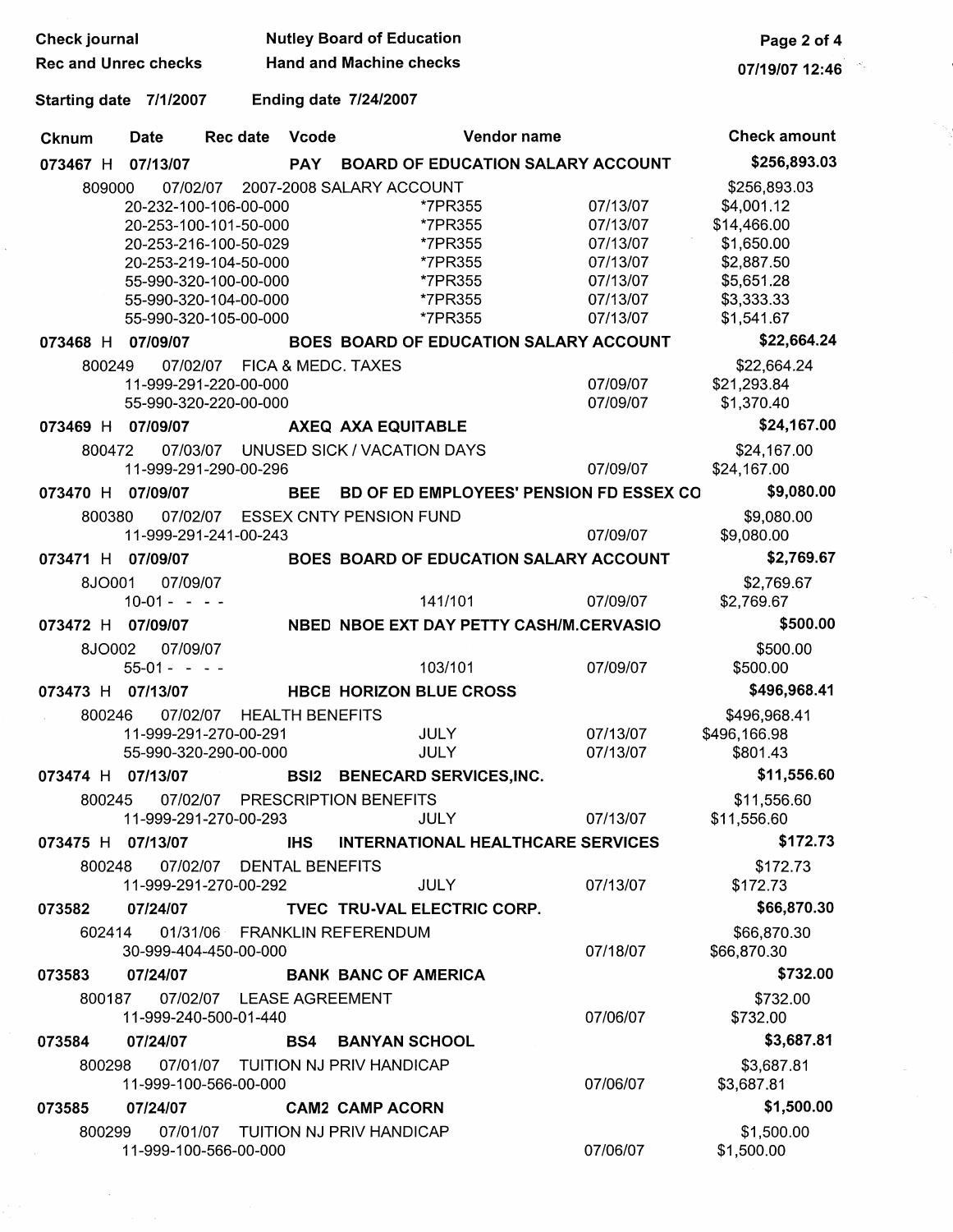Check journal — Nutley Board of Education

Rec and Unrec checks — Hand and Machine checks

Starting date 7/1/2007 Ending date 7/24/2007

| Cknum | Date | Rec date | Vcode | Vendor name | | Check amount |
|---|---|---|---|---|---|---|
| **073467 H** | **07/13/07** | | **PAY** | **BOARD OF EDUCATION SALARY ACCOUNT** | | **$256,893.03** |
| 809000 | 07/02/07 | 2007-2008 SALARY ACCOUNT | | | | $256,893.03 |
| | 20-232-100-106-00-000 | | | *7PR355 | 07/13/07 | $4,001.12 |
| | 20-253-100-101-50-000 | | | *7PR355 | 07/13/07 | $14,466.00 |
| | 20-253-216-100-50-029 | | | *7PR355 | 07/13/07 | $1,650.00 |
| | 20-253-219-104-50-000 | | | *7PR355 | 07/13/07 | $2,887.50 |
| | 55-990-320-100-00-000 | | | *7PR355 | 07/13/07 | $5,651.28 |
| | 55-990-320-104-00-000 | | | *7PR355 | 07/13/07 | $3,333.33 |
| | 55-990-320-105-00-000 | | | *7PR355 | 07/13/07 | $1,541.67 |
| **073468 H** | **07/09/07** | | **BOES** | **BOARD OF EDUCATION SALARY ACCOUNT** | | **$22,664.24** |
| 800249 | 07/02/07 | FICA & MEDC. TAXES | | | | $22,664.24 |
| | 11-999-291-220-00-000 | | | | 07/09/07 | $21,293.84 |
| | 55-990-320-220-00-000 | | | | 07/09/07 | $1,370.40 |
| **073469 H** | **07/09/07** | | **AXEQ** | **AXA EQUITABLE** | | **$24,167.00** |
| 800472 | 07/03/07 | UNUSED SICK / VACATION DAYS | | | | $24,167.00 |
| | 11-999-291-290-00-296 | | | | 07/09/07 | $24,167.00 |
| **073470 H** | **07/09/07** | | **BEE** | **BD OF ED EMPLOYEES' PENSION FD ESSEX CO** | | **$9,080.00** |
| 800380 | 07/02/07 | ESSEX CNTY PENSION FUND | | | | $9,080.00 |
| | 11-999-291-241-00-243 | | | | 07/09/07 | $9,080.00 |
| **073471 H** | **07/09/07** | | **BOES** | **BOARD OF EDUCATION SALARY ACCOUNT** | | **$2,769.67** |
| 8JO001 | 07/09/07 | | | | | $2,769.67 |
| | 10-01 - - - - | | | 141/101 | 07/09/07 | $2,769.67 |
| **073472 H** | **07/09/07** | | **NBED** | **NBOE EXT DAY PETTY CASH/M.CERVASIO** | | **$500.00** |
| 8JO002 | 07/09/07 | | | | | $500.00 |
| | 55-01 - - - - | | | 103/101 | 07/09/07 | $500.00 |
| **073473 H** | **07/13/07** | | **HBCE** | **HORIZON BLUE CROSS** | | **$496,968.41** |
| 800246 | 07/02/07 | HEALTH BENEFITS | | | | $496,968.41 |
| | 11-999-291-270-00-291 | | | JULY | 07/13/07 | $496,166.98 |
| | 55-990-320-290-00-000 | | | JULY | 07/13/07 | $801.43 |
| **073474 H** | **07/13/07** | | **BSI2** | **BENECARD SERVICES,INC.** | | **$11,556.60** |
| 800245 | 07/02/07 | PRESCRIPTION BENEFITS | | | | $11,556.60 |
| | 11-999-291-270-00-293 | | | JULY | 07/13/07 | $11,556.60 |
| **073475 H** | **07/13/07** | | **IHS** | **INTERNATIONAL HEALTHCARE SERVICES** | | **$172.73** |
| 800248 | 07/02/07 | DENTAL BENEFITS | | | | $172.73 |
| | 11-999-291-270-00-292 | | | JULY | 07/13/07 | $172.73 |
| **073582** | **07/24/07** | | **TVEC** | **TRU-VAL ELECTRIC CORP.** | | **$66,870.30** |
| 602414 | 01/31/06 | FRANKLIN REFERENDUM | | | | $66,870.30 |
| | 30-999-404-450-00-000 | | | | 07/18/07 | $66,870.30 |
| **073583** | **07/24/07** | | **BANK** | **BANC OF AMERICA** | | **$732.00** |
| 800187 | 07/02/07 | LEASE AGREEMENT | | | | $732.00 |
| | 11-999-240-500-01-440 | | | | 07/06/07 | $732.00 |
| **073584** | **07/24/07** | | **BS4** | **BANYAN SCHOOL** | | **$3,687.81** |
| 800298 | 07/01/07 | TUITION NJ PRIV HANDICAP | | | | $3,687.81 |
| | 11-999-100-566-00-000 | | | | 07/06/07 | $3,687.81 |
| **073585** | **07/24/07** | | **CAM2** | **CAMP ACORN** | | **$1,500.00** |
| 800299 | 07/01/07 | TUITION NJ PRIV HANDICAP | | | | $1,500.00 |
| | 11-999-100-566-00-000 | | | | 07/06/07 | $1,500.00 |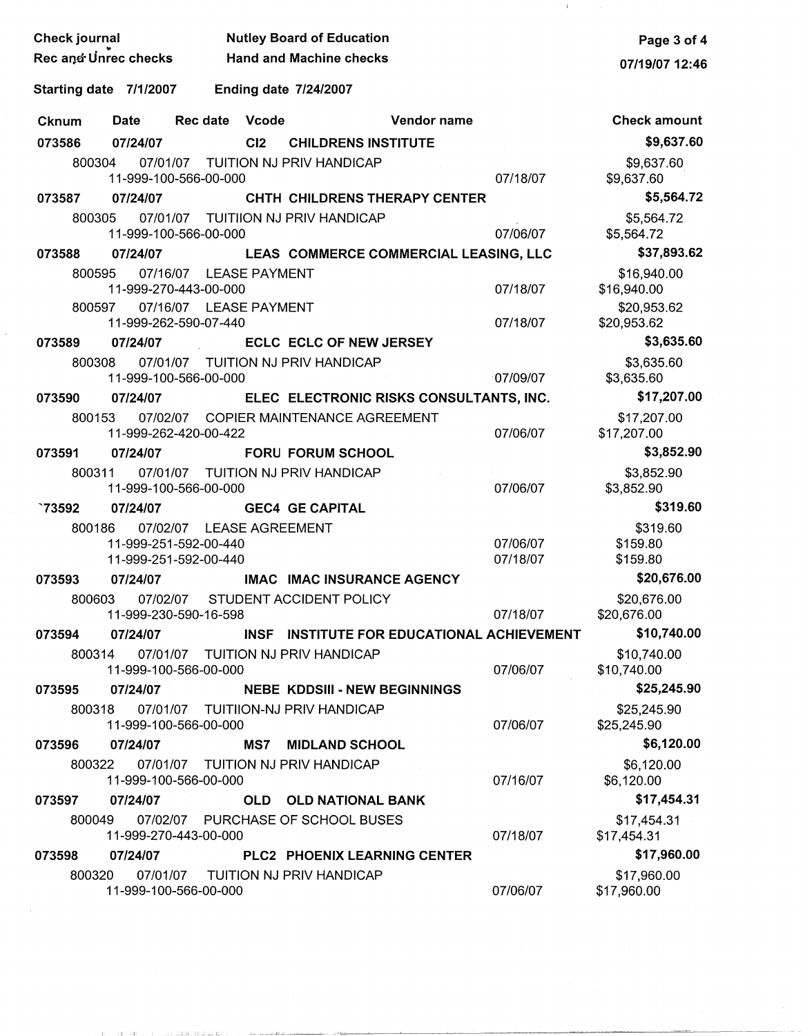Check journal — Nutley Board of Education

Rec and Unrec checks — Hand and Machine checks

Starting date 7/1/2007 Ending date 7/24/2007

| Cknum | Date | Rec date | Vcode | Vendor name | | Check amount |
|---|---|---|---|---|---|---|
| **073586** | **07/24/07** | | **CI2** | **CHILDRENS INSTITUTE** | | **$9,637.60** |
| 800304 | 07/01/07 | | | TUITION NJ PRIV HANDICAP | | $9,637.60 |
| | 11-999-100-566-00-000 | | | | 07/18/07 | $9,637.60 |
| **073587** | **07/24/07** | | **CHTH** | **CHILDRENS THERAPY CENTER** | | **$5,564.72** |
| 800305 | 07/01/07 | | | TUITIION NJ PRIV HANDICAP | | $5,564.72 |
| | 11-999-100-566-00-000 | | | | 07/06/07 | $5,564.72 |
| **073588** | **07/24/07** | | **LEAS** | **COMMERCE COMMERCIAL LEASING, LLC** | | **$37,893.62** |
| 800595 | 07/16/07 | | | LEASE PAYMENT | | $16,940.00 |
| | 11-999-270-443-00-000 | | | | 07/18/07 | $16,940.00 |
| 800597 | 07/16/07 | | | LEASE PAYMENT | | $20,953.62 |
| | 11-999-262-590-07-440 | | | | 07/18/07 | $20,953.62 |
| **073589** | **07/24/07** | | **ECLC** | **ECLC OF NEW JERSEY** | | **$3,635.60** |
| 800308 | 07/01/07 | | | TUITION NJ PRIV HANDICAP | | $3,635.60 |
| | 11-999-100-566-00-000 | | | | 07/09/07 | $3,635.60 |
| **073590** | **07/24/07** | | **ELEC** | **ELECTRONIC RISKS CONSULTANTS, INC.** | | **$17,207.00** |
| 800153 | 07/02/07 | | | COPIER MAINTENANCE AGREEMENT | | $17,207.00 |
| | 11-999-262-420-00-422 | | | | 07/06/07 | $17,207.00 |
| **073591** | **07/24/07** | | **FORU** | **FORUM SCHOOL** | | **$3,852.90** |
| 800311 | 07/01/07 | | | TUITION NJ PRIV HANDICAP | | $3,852.90 |
| | 11-999-100-566-00-000 | | | | 07/06/07 | $3,852.90 |
| **`73592** | **07/24/07** | | **GEC4** | **GE CAPITAL** | | **$319.60** |
| 800186 | 07/02/07 | | | LEASE AGREEMENT | | $319.60 |
| | 11-999-251-592-00-440 | | | | 07/06/07 | $159.80 |
| | 11-999-251-592-00-440 | | | | 07/18/07 | $159.80 |
| **073593** | **07/24/07** | | **IMAC** | **IMAC INSURANCE AGENCY** | | **$20,676.00** |
| 800603 | 07/02/07 | | | STUDENT ACCIDENT POLICY | | $20,676.00 |
| | 11-999-230-590-16-598 | | | | 07/18/07 | $20,676.00 |
| **073594** | **07/24/07** | | **INSF** | **INSTITUTE FOR EDUCATIONAL ACHIEVEMENT** | | **$10,740.00** |
| 800314 | 07/01/07 | | | TUITION NJ PRIV HANDICAP | | $10,740.00 |
| | 11-999-100-566-00-000 | | | | 07/06/07 | $10,740.00 |
| **073595** | **07/24/07** | | **NEBE** | **KDDSIII - NEW BEGINNINGS** | | **$25,245.90** |
| 800318 | 07/01/07 | | | TUITIION-NJ PRIV HANDICAP | | $25,245.90 |
| | 11-999-100-566-00-000 | | | | 07/06/07 | $25,245.90 |
| **073596** | **07/24/07** | | **MS7** | **MIDLAND SCHOOL** | | **$6,120.00** |
| 800322 | 07/01/07 | | | TUITION NJ PRIV HANDICAP | | $6,120.00 |
| | 11-999-100-566-00-000 | | | | 07/16/07 | $6,120.00 |
| **073597** | **07/24/07** | | **OLD** | **OLD NATIONAL BANK** | | **$17,454.31** |
| 800049 | 07/02/07 | | | PURCHASE OF SCHOOL BUSES | | $17,454.31 |
| | 11-999-270-443-00-000 | | | | 07/18/07 | $17,454.31 |
| **073598** | **07/24/07** | | **PLC2** | **PHOENIX LEARNING CENTER** | | **$17,960.00** |
| 800320 | 07/01/07 | | | TUITION NJ PRIV HANDICAP | | $17,960.00 |
| | 11-999-100-566-00-000 | | | | 07/06/07 | $17,960.00 |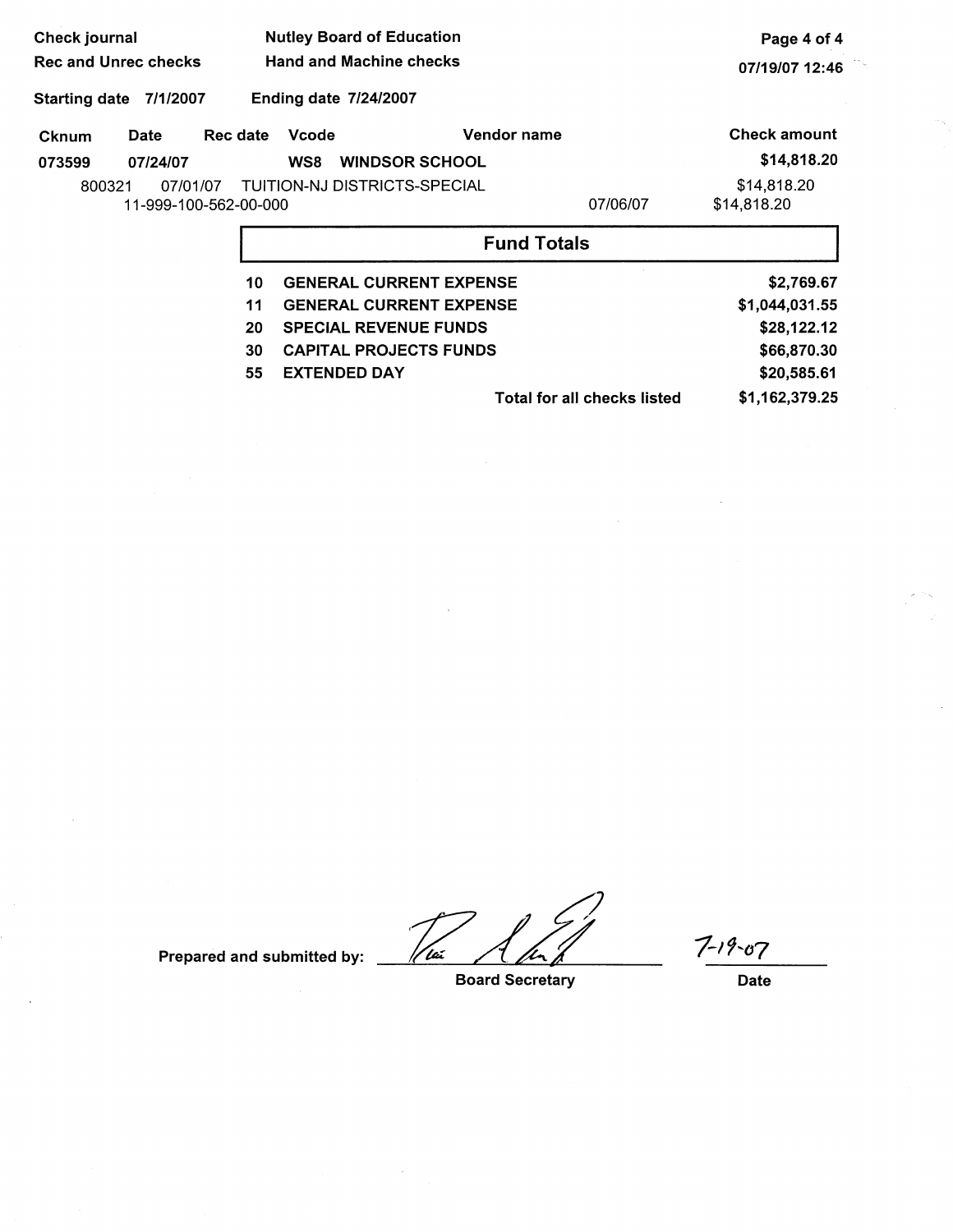Check journal | Nutley Board of Education
Rec and Unrec checks | Hand and Machine checks

Starting date 7/1/2007 Ending date 7/24/2007

| Cknum | Date | Rec date | Vcode | Vendor name | | Check amount |
|---|---|---|---|---|---|---|
| 073599 | 07/24/07 | | WS8 | WINDSOR SCHOOL | | $14,818.20 |
| 800321 | 07/01/07 | | | TUITION-NJ DISTRICTS-SPECIAL | | $14,818.20 |
| 11-999-100-562-00-000 | | | | | 07/06/07 | $14,818.20 |

## Fund Totals

| | | |
|---|---|---|
| 10 | GENERAL CURRENT EXPENSE | $2,769.67 |
| 11 | GENERAL CURRENT EXPENSE | $1,044,031.55 |
| 20 | SPECIAL REVENUE FUNDS | $28,122.12 |
| 30 | CAPITAL PROJECTS FUNDS | $66,870.30 |
| 55 | EXTENDED DAY | $20,585.61 |
| | Total for all checks listed | $1,162,379.25 |

Prepared and submitted by: [signature] 7-19-07

Board Secretary Date